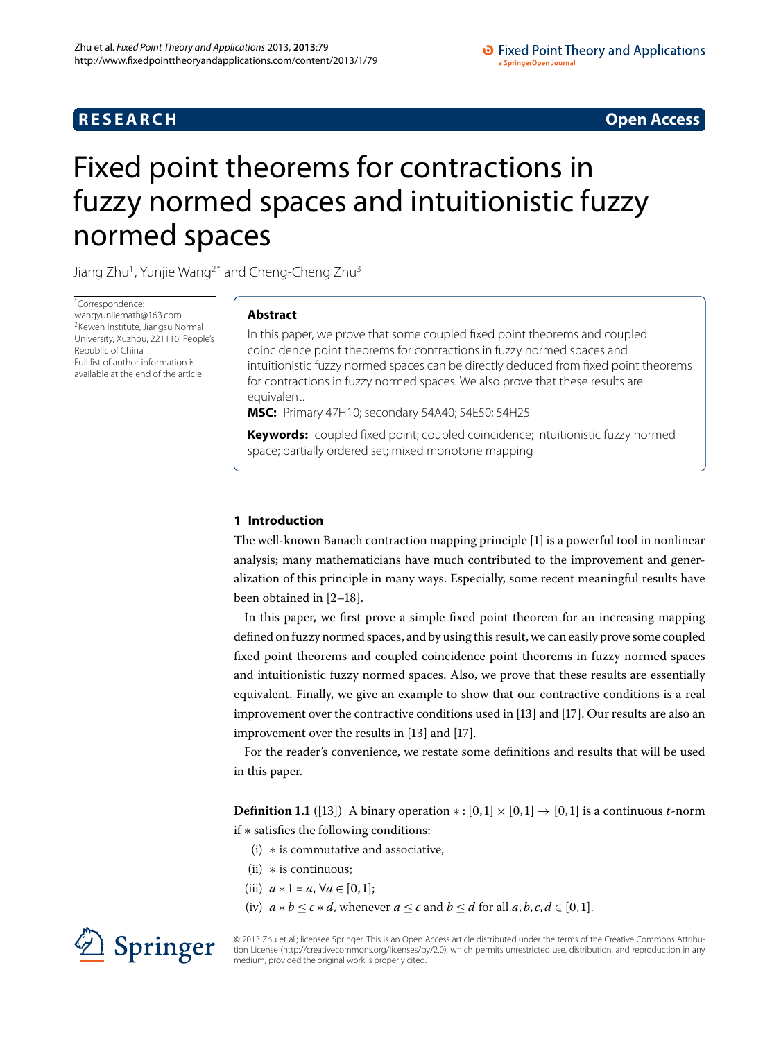RESEARCH

Open Access

# Fixed point theorems for contractions in fuzzy normed spaces and intuitionistic fuzzy normed spaces

Jiang Zhu[1], Yunjie Wang[2*] and Cheng-Cheng Zhu[3]

*Correspondence: wangyunjiemath@163.com
[2]Kewen Institute, Jiangsu Normal University, Xuzhou, 221116, People's Republic of China
Full list of author information is available at the end of the article

## Abstract

In this paper, we prove that some coupled fixed point theorems and coupled coincidence point theorems for contractions in fuzzy normed spaces and intuitionistic fuzzy normed spaces can be directly deduced from fixed point theorems for contractions in fuzzy normed spaces. We also prove that these results are equivalent.

**MSC:** Primary 47H10; secondary 54A40; 54E50; 54H25

**Keywords:** coupled fixed point; coupled coincidence; intuitionistic fuzzy normed space; partially ordered set; mixed monotone mapping

## 1 Introduction

The well-known Banach contraction mapping principle [1] is a powerful tool in nonlinear analysis; many mathematicians have much contributed to the improvement and generalization of this principle in many ways. Especially, some recent meaningful results have been obtained in [2–18].

In this paper, we first prove a simple fixed point theorem for an increasing mapping defined on fuzzy normed spaces, and by using this result, we can easily prove some coupled fixed point theorems and coupled coincidence point theorems in fuzzy normed spaces and intuitionistic fuzzy normed spaces. Also, we prove that these results are essentially equivalent. Finally, we give an example to show that our contractive conditions is a real improvement over the contractive conditions used in [13] and [17]. Our results are also an improvement over the results in [13] and [17].

For the reader's convenience, we restate some definitions and results that will be used in this paper.

**Definition 1.1** ([13]) A binary operation $* : [0,1] \times [0,1] \to [0,1]$ is a continuous $t$-norm if $*$ satisfies the following conditions:

(i) $*$ is commutative and associative;

(ii) $*$ is continuous;

(iii) $a * 1 = a$, $\forall a \in [0,1]$;

(iv) $a * b \le c * d$, whenever $a \le c$ and $b \le d$ for all $a, b, c, d \in [0,1]$.

© 2013 Zhu et al.; licensee Springer. This is an Open Access article distributed under the terms of the Creative Commons Attribution License (http://creativecommons.org/licenses/by/2.0), which permits unrestricted use, distribution, and reproduction in any medium, provided the original work is properly cited.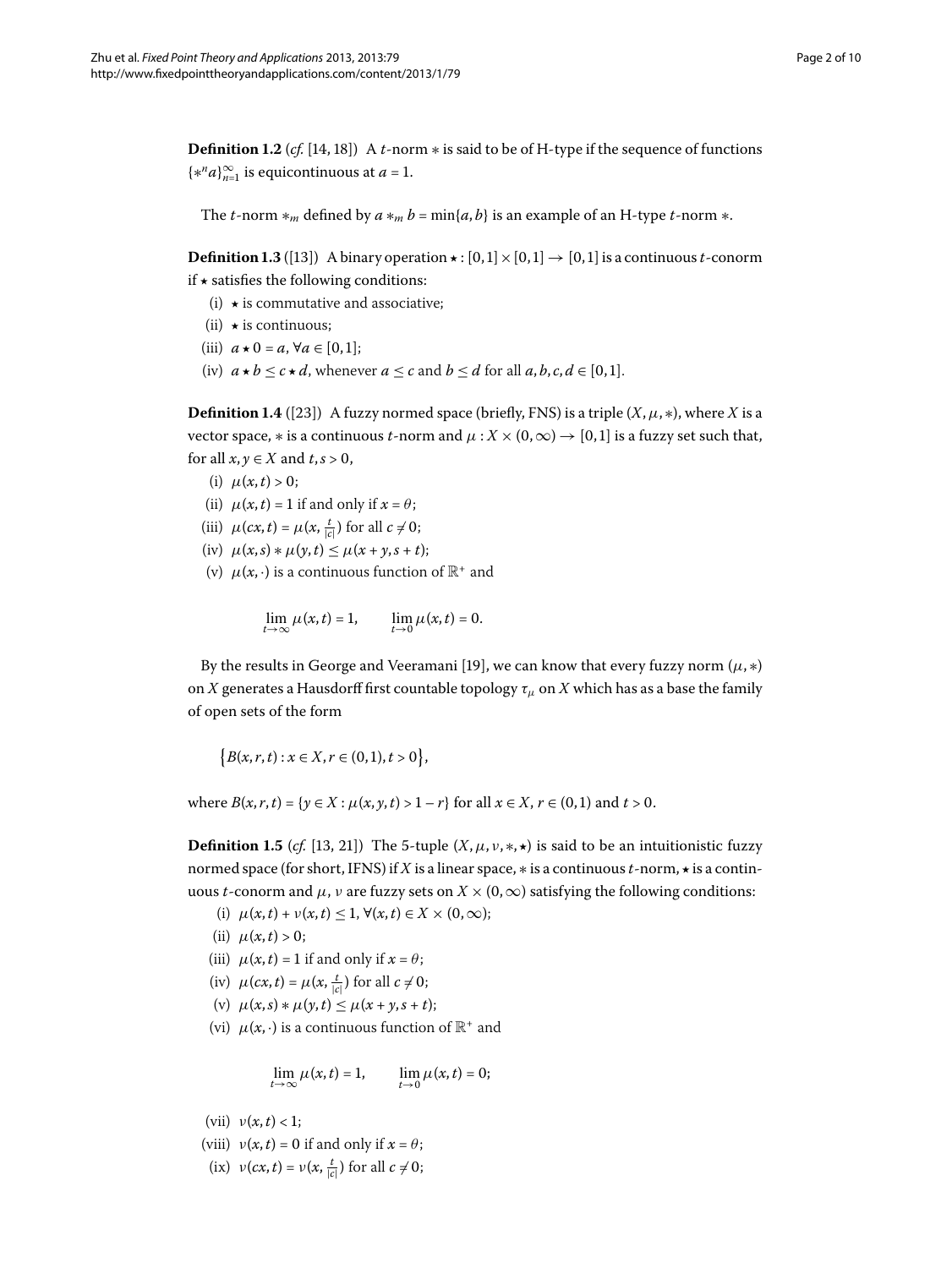**Definition 1.2** (*cf.* [14, 18]) A $t$-norm $*$ is said to be of H-type if the sequence of functions $\{*^n a\}_{n=1}^{\infty}$ is equicontinuous at $a = 1$.

The $t$-norm $*_m$ defined by $a *_m b = \min\{a, b\}$ is an example of an H-type $t$-norm $*$.

**Definition 1.3** ([13]) A binary operation $\star : [0,1] \times [0,1] \to [0,1]$ is a continuous $t$-conorm if $\star$ satisfies the following conditions:

- (i) $\star$ is commutative and associative;
- (ii) $\star$ is continuous;
- (iii) $a \star 0 = a$, $\forall a \in [0,1]$;
- (iv) $a \star b \le c \star d$, whenever $a \le c$ and $b \le d$ for all $a, b, c, d \in [0,1]$.

**Definition 1.4** ([23]) A fuzzy normed space (briefly, FNS) is a triple $(X, \mu, *)$, where $X$ is a vector space, $*$ is a continuous $t$-norm and $\mu : X \times (0, \infty) \to [0,1]$ is a fuzzy set such that, for all $x, y \in X$ and $t, s > 0$,

- (i) $\mu(x, t) > 0$;
- (ii) $\mu(x, t) = 1$ if and only if $x = \theta$;
- (iii) $\mu(cx, t) = \mu(x, \frac{t}{|c|})$ for all $c \neq 0$;
- (iv) $\mu(x, s) * \mu(y, t) \le \mu(x + y, s + t)$;
- (v) $\mu(x, \cdot)$ is a continuous function of $\mathbb{R}^+$ and

$$\lim_{t \to \infty} \mu(x, t) = 1, \qquad \lim_{t \to 0} \mu(x, t) = 0.$$

By the results in George and Veeramani [19], we can know that every fuzzy norm $(\mu, *)$ on $X$ generates a Hausdorff first countable topology $\tau_\mu$ on $X$ which has as a base the family of open sets of the form

$$\{B(x, r, t) : x \in X, r \in (0,1), t > 0\},$$

where $B(x, r, t) = \{y \in X : \mu(x, y, t) > 1 - r\}$ for all $x \in X$, $r \in (0,1)$ and $t > 0$.

**Definition 1.5** (*cf.* [13, 21]) The 5-tuple $(X, \mu, \nu, *, \star)$ is said to be an intuitionistic fuzzy normed space (for short, IFNS) if $X$ is a linear space, $*$ is a continuous $t$-norm, $\star$ is a continuous $t$-conorm and $\mu$, $\nu$ are fuzzy sets on $X \times (0, \infty)$ satisfying the following conditions:

- (i) $\mu(x, t) + \nu(x, t) \le 1$, $\forall (x, t) \in X \times (0, \infty)$;
- (ii) $\mu(x, t) > 0$;
- (iii) $\mu(x, t) = 1$ if and only if $x = \theta$;
- (iv) $\mu(cx, t) = \mu(x, \frac{t}{|c|})$ for all $c \neq 0$;
- (v) $\mu(x, s) * \mu(y, t) \le \mu(x + y, s + t)$;
- (vi) $\mu(x, \cdot)$ is a continuous function of $\mathbb{R}^+$ and

$$\lim_{t \to \infty} \mu(x, t) = 1, \qquad \lim_{t \to 0} \mu(x, t) = 0;$$

- (vii) $\nu(x, t) < 1$;
- (viii) $\nu(x, t) = 0$ if and only if $x = \theta$;
- (ix) $\nu(cx, t) = \nu(x, \frac{t}{|c|})$ for all $c \neq 0$;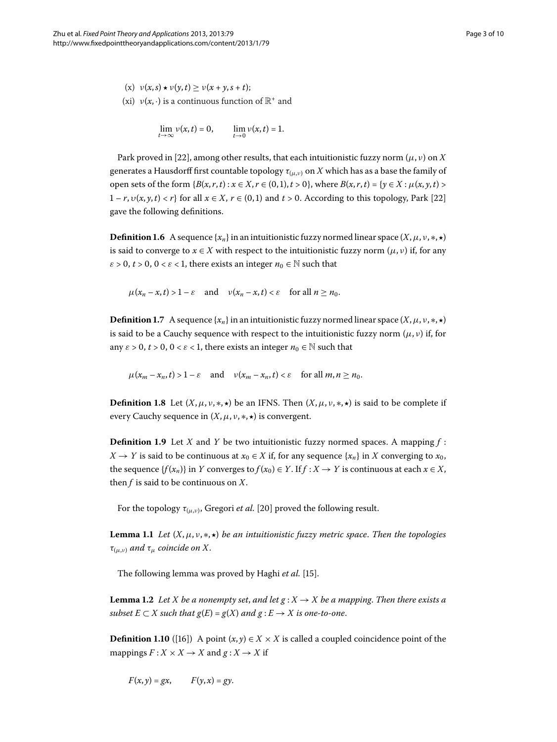(x) $\nu(x,s) \star \nu(y,t) \geq \nu(x+y, s+t)$;

(xi) $\nu(x,\cdot)$ is a continuous function of $\mathbb{R}^+$ and

$$\lim_{t\to\infty} \nu(x,t) = 0, \qquad \lim_{t\to 0} \nu(x,t) = 1.$$

Park proved in [22], among other results, that each intuitionistic fuzzy norm $(\mu,\nu)$ on $X$ generates a Hausdorff first countable topology $\tau_{(\mu,\nu)}$ on $X$ which has as a base the family of open sets of the form $\{B(x,r,t) : x \in X, r \in (0,1), t > 0\}$, where $B(x,r,t) = \{y \in X : \mu(x,y,t) > 1-r, \upsilon(x,y,t) < r\}$ for all $x \in X$, $r \in (0,1)$ and $t > 0$. According to this topology, Park [22] gave the following definitions.

**Definition 1.6** A sequence $\{x_n\}$ in an intuitionistic fuzzy normed linear space $(X,\mu,\nu,*,\star)$ is said to converge to $x \in X$ with respect to the intuitionistic fuzzy norm $(\mu,\nu)$ if, for any $\varepsilon > 0$, $t > 0$, $0 < \varepsilon < 1$, there exists an integer $n_0 \in \mathbb{N}$ such that

$$\mu(x_n - x, t) > 1 - \varepsilon \quad \text{and} \quad \nu(x_n - x, t) < \varepsilon \quad \text{for all } n \geq n_0.$$

**Definition 1.7** A sequence $\{x_n\}$ in an intuitionistic fuzzy normed linear space $(X,\mu,\nu,*,\star)$ is said to be a Cauchy sequence with respect to the intuitionistic fuzzy norm $(\mu,\nu)$ if, for any $\varepsilon > 0$, $t > 0$, $0 < \varepsilon < 1$, there exists an integer $n_0 \in \mathbb{N}$ such that

$$\mu(x_m - x_n, t) > 1 - \varepsilon \quad \text{and} \quad \nu(x_m - x_n, t) < \varepsilon \quad \text{for all } m, n \geq n_0.$$

**Definition 1.8** Let $(X,\mu,\nu,*,\star)$ be an IFNS. Then $(X,\mu,\nu,*,\star)$ is said to be complete if every Cauchy sequence in $(X,\mu,\nu,*,\star)$ is convergent.

**Definition 1.9** Let $X$ and $Y$ be two intuitionistic fuzzy normed spaces. A mapping $f : X \to Y$ is said to be continuous at $x_0 \in X$ if, for any sequence $\{x_n\}$ in $X$ converging to $x_0$, the sequence $\{f(x_n)\}$ in $Y$ converges to $f(x_0) \in Y$. If $f : X \to Y$ is continuous at each $x \in X$, then $f$ is said to be continuous on $X$.

For the topology $\tau_{(\mu,\nu)}$, Gregori *et al.* [20] proved the following result.

**Lemma 1.1** *Let $(X,\mu,\nu,*,\star)$ be an intuitionistic fuzzy metric space. Then the topologies $\tau_{(\mu,\nu)}$ and $\tau_\mu$ coincide on $X$.*

The following lemma was proved by Haghi *et al.* [15].

**Lemma 1.2** *Let $X$ be a nonempty set, and let $g : X \to X$ be a mapping. Then there exists a subset $E \subset X$ such that $g(E) = g(X)$ and $g : E \to X$ is one-to-one.*

**Definition 1.10** ([16]) A point $(x,y) \in X \times X$ is called a coupled coincidence point of the mappings $F : X \times X \to X$ and $g : X \to X$ if

$$F(x,y) = gx, \qquad F(y,x) = gy.$$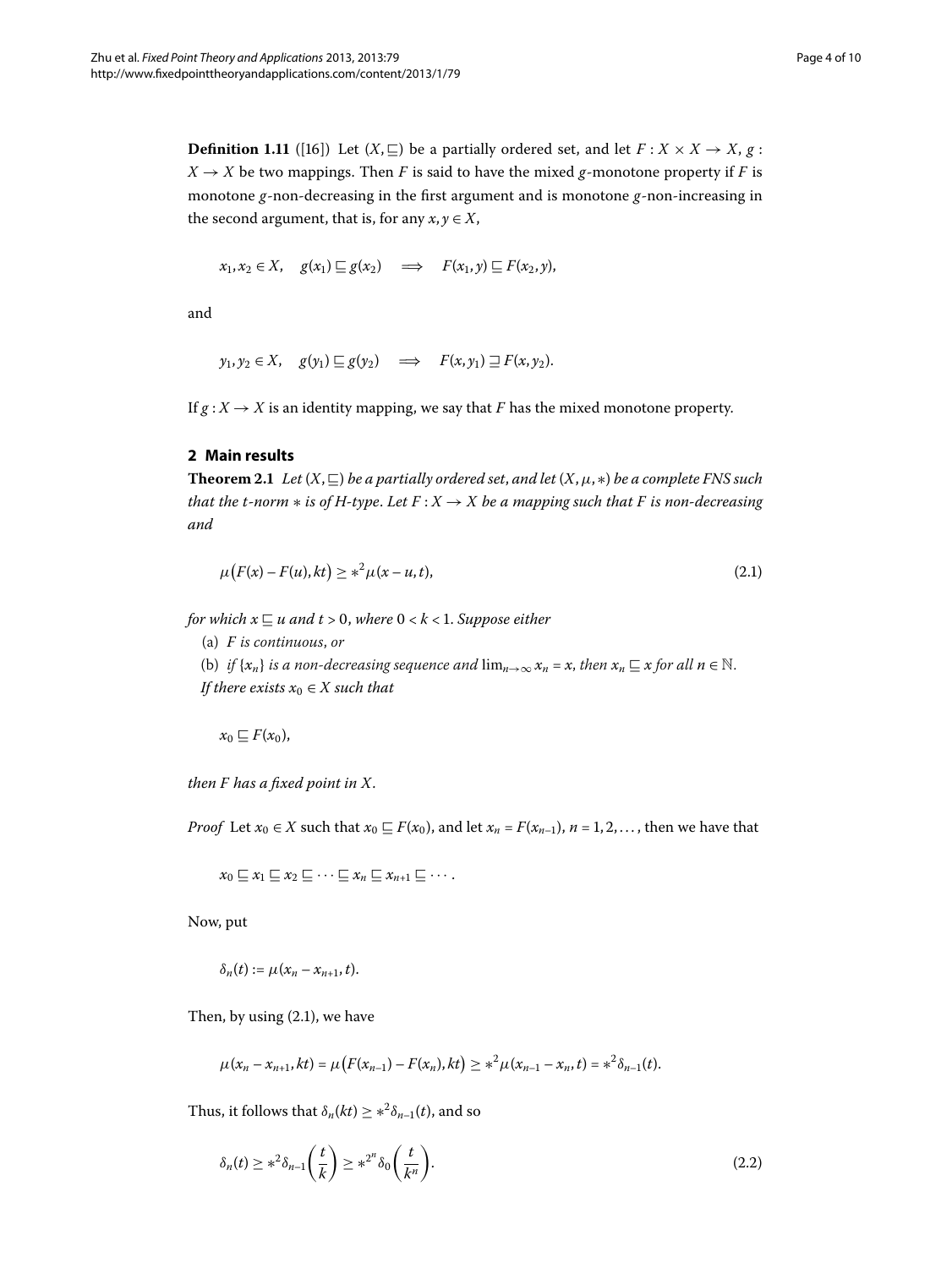**Definition 1.11** ([16]) Let $(X, \sqsubseteq)$ be a partially ordered set, and let $F : X \times X \to X$, $g : X \to X$ be two mappings. Then $F$ is said to have the mixed $g$-monotone property if $F$ is monotone $g$-non-decreasing in the first argument and is monotone $g$-non-increasing in the second argument, that is, for any $x, y \in X$,

$$x_1, x_2 \in X, \quad g(x_1) \sqsubseteq g(x_2) \quad \Longrightarrow \quad F(x_1, y) \sqsubseteq F(x_2, y),$$

and

$$y_1, y_2 \in X, \quad g(y_1) \sqsubseteq g(y_2) \quad \Longrightarrow \quad F(x, y_1) \sqsupseteq F(x, y_2).$$

If $g : X \to X$ is an identity mapping, we say that $F$ has the mixed monotone property.

## 2 Main results

**Theorem 2.1** *Let $(X, \sqsubseteq)$ be a partially ordered set, and let $(X, \mu, *)$ be a complete FNS such that the t-norm $*$ is of H-type. Let $F : X \to X$ be a mapping such that $F$ is non-decreasing and*

$$\mu\bigl(F(x) - F(u), kt\bigr) \geq *^2 \mu(x - u, t), \tag{2.1}$$

*for which $x \sqsubseteq u$ and $t > 0$, where $0 < k < 1$. Suppose either*

(a) *$F$ is continuous, or*

(b) *if $\{x_n\}$ is a non-decreasing sequence and $\lim_{n\to\infty} x_n = x$, then $x_n \sqsubseteq x$ for all $n \in \mathbb{N}$.*

*If there exists $x_0 \in X$ such that*

$$x_0 \sqsubseteq F(x_0),$$

*then $F$ has a fixed point in $X$.*

*Proof* Let $x_0 \in X$ such that $x_0 \sqsubseteq F(x_0)$, and let $x_n = F(x_{n-1})$, $n = 1, 2, \ldots$, then we have that

$$x_0 \sqsubseteq x_1 \sqsubseteq x_2 \sqsubseteq \cdots \sqsubseteq x_n \sqsubseteq x_{n+1} \sqsubseteq \cdots.$$

Now, put

$$\delta_n(t) := \mu(x_n - x_{n+1}, t).$$

Then, by using (2.1), we have

$$\mu(x_n - x_{n+1}, kt) = \mu\bigl(F(x_{n-1}) - F(x_n), kt\bigr) \geq *^2 \mu(x_{n-1} - x_n, t) = *^2 \delta_{n-1}(t).$$

Thus, it follows that $\delta_n(kt) \geq *^2 \delta_{n-1}(t)$, and so

$$\delta_n(t) \geq *^2 \delta_{n-1}\left(\frac{t}{k}\right) \geq *^{2^n} \delta_0\left(\frac{t}{k^n}\right). \tag{2.2}$$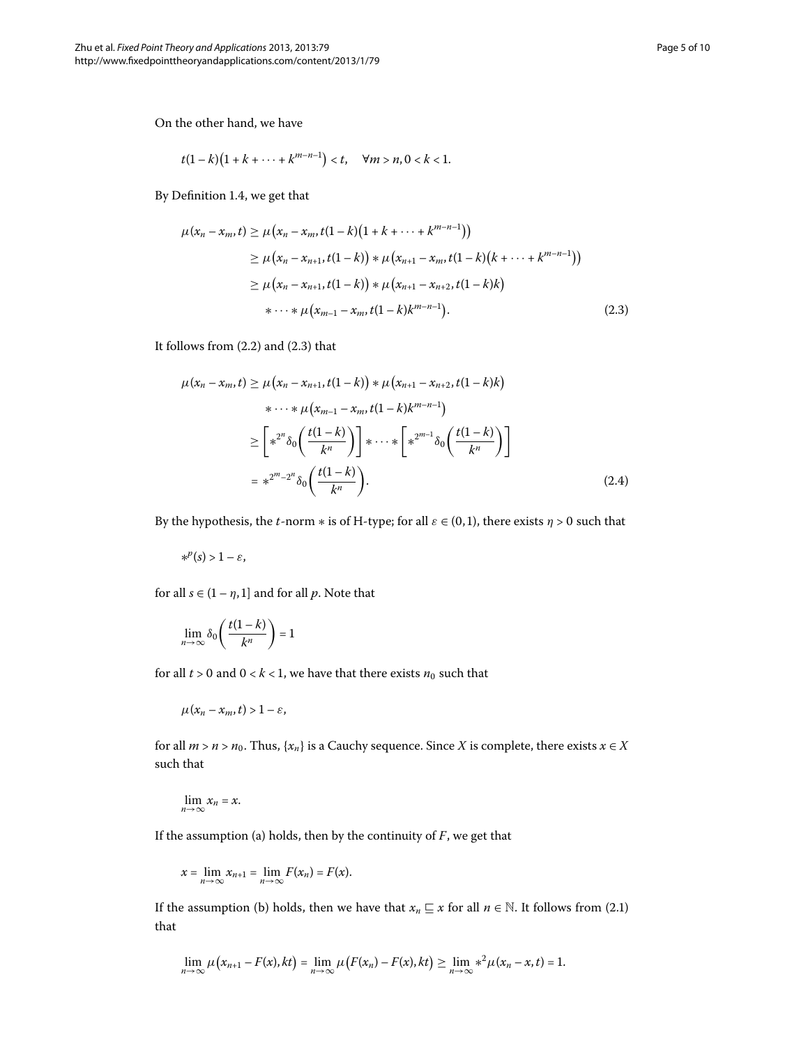On the other hand, we have

$$t(1-k)\left(1+k+\cdots+k^{m-n-1}\right)<t, \quad \forall m>n, 0<k<1.$$

By Definition 1.4, we get that

$$\begin{aligned}
\mu(x_n-x_m,t) &\geq \mu\left(x_n-x_m, t(1-k)\left(1+k+\cdots+k^{m-n-1}\right)\right) \\
&\geq \mu\left(x_n-x_{n+1}, t(1-k)\right) * \mu\left(x_{n+1}-x_m, t(1-k)\left(k+\cdots+k^{m-n-1}\right)\right) \\
&\geq \mu\left(x_n-x_{n+1}, t(1-k)\right) * \mu\left(x_{n+1}-x_{n+2}, t(1-k)k\right) \\
&\quad * \cdots * \mu\left(x_{m-1}-x_m, t(1-k)k^{m-n-1}\right).
\end{aligned} \tag{2.3}$$

It follows from (2.2) and (2.3) that

$$\begin{aligned}
\mu(x_n-x_m,t) &\geq \mu\left(x_n-x_{n+1}, t(1-k)\right) * \mu\left(x_{n+1}-x_{n+2}, t(1-k)k\right) \\
&\quad * \cdots * \mu\left(x_{m-1}-x_m, t(1-k)k^{m-n-1}\right) \\
&\geq \left[*^{2^n}\delta_0\left(\frac{t(1-k)}{k^n}\right)\right] * \cdots * \left[*^{2^{m-1}}\delta_0\left(\frac{t(1-k)}{k^n}\right)\right] \\
&= *^{2^m-2^n}\delta_0\left(\frac{t(1-k)}{k^n}\right).
\end{aligned} \tag{2.4}$$

By the hypothesis, the $t$-norm $*$ is of H-type; for all $\varepsilon \in (0,1)$, there exists $\eta > 0$ such that

$$*^p(s) > 1-\varepsilon,$$

for all $s \in (1-\eta, 1]$ and for all $p$. Note that

$$\lim_{n\to\infty} \delta_0\left(\frac{t(1-k)}{k^n}\right) = 1$$

for all $t > 0$ and $0 < k < 1$, we have that there exists $n_0$ such that

$$\mu(x_n-x_m,t) > 1-\varepsilon,$$

for all $m > n > n_0$. Thus, $\{x_n\}$ is a Cauchy sequence. Since $X$ is complete, there exists $x \in X$ such that

$$\lim_{n\to\infty} x_n = x.$$

If the assumption (a) holds, then by the continuity of $F$, we get that

$$x = \lim_{n\to\infty} x_{n+1} = \lim_{n\to\infty} F(x_n) = F(x).$$

If the assumption (b) holds, then we have that $x_n \sqsubseteq x$ for all $n \in \mathbb{N}$. It follows from (2.1) that

$$\lim_{n\to\infty} \mu\left(x_{n+1}-F(x), kt\right) = \lim_{n\to\infty} \mu\left(F(x_n)-F(x), kt\right) \geq \lim_{n\to\infty} *^2\mu(x_n-x,t) = 1.$$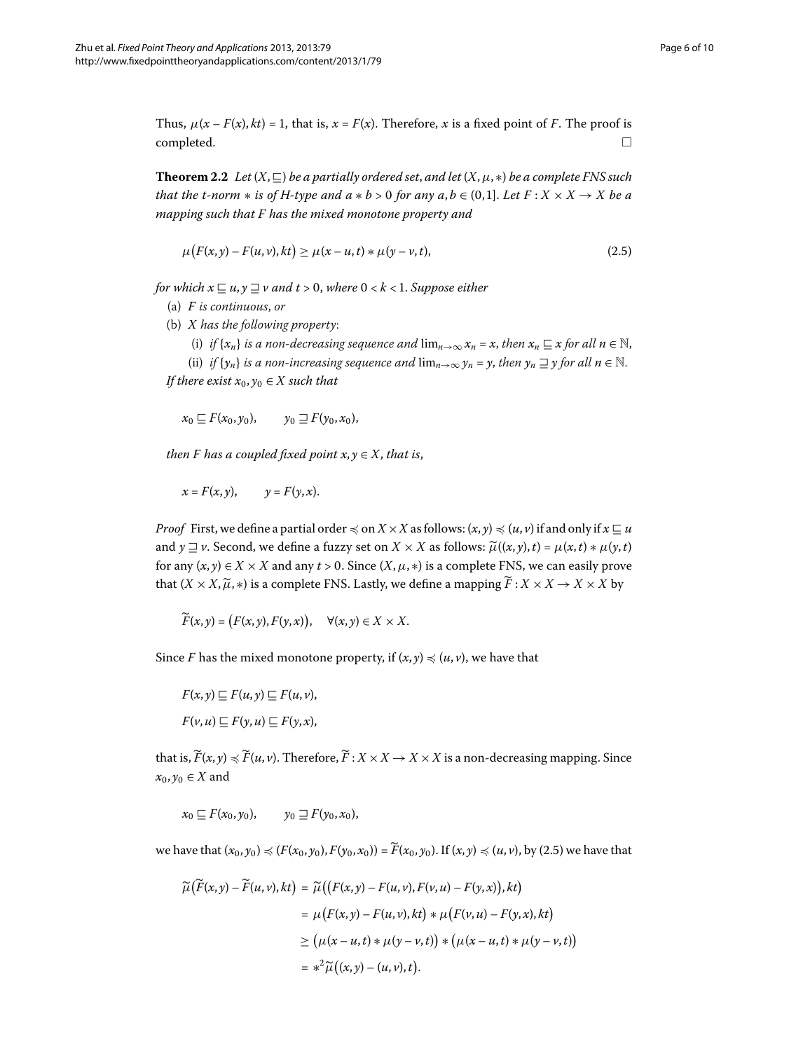Thus, $\mu(x - F(x), kt) = 1$, that is, $x = F(x)$. Therefore, $x$ is a fixed point of $F$. The proof is completed. □

**Theorem 2.2** *Let $(X, \sqsubseteq)$ be a partially ordered set, and let $(X, \mu, *)$ be a complete FNS such that the t-norm $*$ is of H-type and $a * b > 0$ for any $a, b \in (0,1]$. Let $F : X \times X \to X$ be a mapping such that $F$ has the mixed monotone property and*

$$\mu\big(F(x,y) - F(u,v), kt\big) \geq \mu(x - u, t) * \mu(y - v, t), \tag{2.5}$$

*for which $x \sqsubseteq u, y \sqsupseteq v$ and $t > 0$, where $0 < k < 1$. Suppose either*

(a) *$F$ is continuous, or*

(b) *$X$ has the following property*:

   (i) *if $\{x_n\}$ is a non-decreasing sequence and $\lim_{n\to\infty} x_n = x$, then $x_n \sqsubseteq x$ for all $n \in \mathbb{N}$,*

   (ii) *if $\{y_n\}$ is a non-increasing sequence and $\lim_{n\to\infty} y_n = y$, then $y_n \sqsupseteq y$ for all $n \in \mathbb{N}$.*

*If there exist $x_0, y_0 \in X$ such that*

$$x_0 \sqsubseteq F(x_0, y_0), \qquad y_0 \sqsupseteq F(y_0, x_0),$$

*then $F$ has a coupled fixed point $x, y \in X$, that is,*

$$x = F(x, y), \qquad y = F(y, x).$$

*Proof* First, we define a partial order $\preccurlyeq$ on $X \times X$ as follows: $(x,y) \preccurlyeq (u,v)$ if and only if $x \sqsubseteq u$ and $y \sqsupseteq v$. Second, we define a fuzzy set on $X \times X$ as follows: $\widetilde{\mu}((x,y),t) = \mu(x,t) * \mu(y,t)$ for any $(x,y) \in X \times X$ and any $t > 0$. Since $(X, \mu, *)$ is a complete FNS, we can easily prove that $(X \times X, \widetilde{\mu}, *)$ is a complete FNS. Lastly, we define a mapping $\widetilde{F} : X \times X \to X \times X$ by

$$\widetilde{F}(x,y) = \big(F(x,y), F(y,x)\big), \quad \forall (x,y) \in X \times X.$$

Since $F$ has the mixed monotone property, if $(x,y) \preccurlyeq (u,v)$, we have that

$$F(x,y) \sqsubseteq F(u,y) \sqsubseteq F(u,v),$$
$$F(v,u) \sqsubseteq F(y,u) \sqsubseteq F(y,x),$$

that is, $\widetilde{F}(x,y) \preccurlyeq \widetilde{F}(u,v)$. Therefore, $\widetilde{F} : X \times X \to X \times X$ is a non-decreasing mapping. Since $x_0, y_0 \in X$ and

$$x_0 \sqsubseteq F(x_0, y_0), \qquad y_0 \sqsupseteq F(y_0, x_0),$$

we have that $(x_0, y_0) \preccurlyeq (F(x_0,y_0), F(y_0,x_0)) = \widetilde{F}(x_0, y_0)$. If $(x,y) \preccurlyeq (u,v)$, by (2.5) we have that

$$\begin{aligned}
\widetilde{\mu}\big(\widetilde{F}(x,y) - \widetilde{F}(u,v), kt\big) &= \widetilde{\mu}\big(\big(F(x,y) - F(u,v), F(v,u) - F(y,x)\big), kt\big) \\
&= \mu\big(F(x,y) - F(u,v), kt\big) * \mu\big(F(v,u) - F(y,x), kt\big) \\
&\geq \big(\mu(x-u,t) * \mu(y-v,t)\big) * \big(\mu(x-u,t) * \mu(y-v,t)\big) \\
&= *^2 \widetilde{\mu}\big((x,y) - (u,v), t\big).
\end{aligned}$$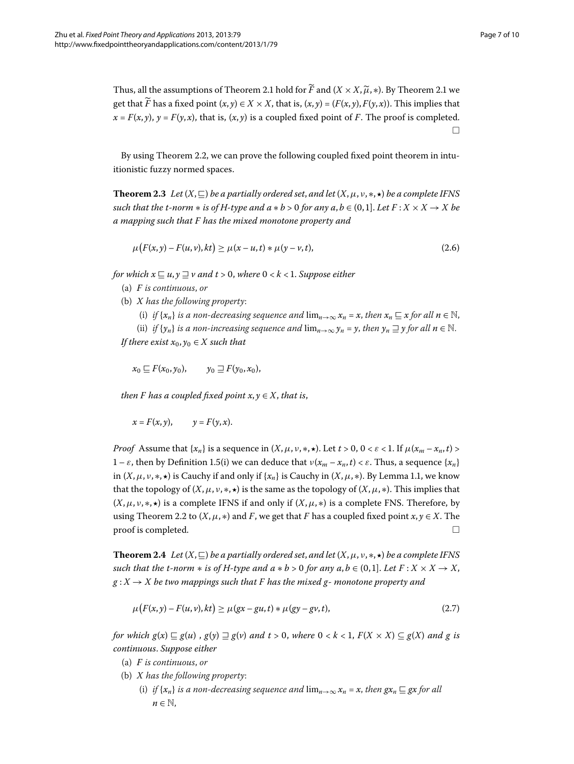Thus, all the assumptions of Theorem 2.1 hold for $\widetilde{F}$ and $(X \times X, \widetilde{\mu}, *)$. By Theorem 2.1 we get that $\widetilde{F}$ has a fixed point $(x, y) \in X \times X$, that is, $(x, y) = (F(x, y), F(y, x))$. This implies that $x = F(x, y)$, $y = F(y, x)$, that is, $(x, y)$ is a coupled fixed point of $F$. The proof is completed. □

By using Theorem 2.2, we can prove the following coupled fixed point theorem in intuitionistic fuzzy normed spaces.

**Theorem 2.3** *Let $(X, \sqsubseteq)$ be a partially ordered set, and let $(X, \mu, \nu, *, \star)$ be a complete IFNS such that the t-norm $*$ is of H-type and $a * b > 0$ for any $a, b \in (0, 1]$. Let $F : X \times X \to X$ be a mapping such that $F$ has the mixed monotone property and*

$$\mu\big(F(x,y) - F(u,v), kt\big) \geq \mu(x - u, t) * \mu(y - v, t), \tag{2.6}$$

*for which $x \sqsubseteq u$, $y \sqsupseteq v$ and $t > 0$, where $0 < k < 1$. Suppose either*

(a) *$F$ is continuous, or*

(b) *$X$ has the following property:*

 (i) *if $\{x_n\}$ is a non-decreasing sequence and $\lim_{n\to\infty} x_n = x$, then $x_n \sqsubseteq x$ for all $n \in \mathbb{N}$,*

 (ii) *if $\{y_n\}$ is a non-increasing sequence and $\lim_{n\to\infty} y_n = y$, then $y_n \sqsupseteq y$ for all $n \in \mathbb{N}$.*

*If there exist $x_0, y_0 \in X$ such that*

$$x_0 \sqsubseteq F(x_0, y_0), \qquad y_0 \sqsupseteq F(y_0, x_0),$$

*then $F$ has a coupled fixed point $x, y \in X$, that is,*

$$x = F(x, y), \qquad y = F(y, x).$$

*Proof* Assume that $\{x_n\}$ is a sequence in $(X, \mu, \nu, *, \star)$. Let $t > 0$, $0 < \varepsilon < 1$. If $\mu(x_m - x_n, t) > 1 - \varepsilon$, then by Definition 1.5(i) we can deduce that $\nu(x_m - x_n, t) < \varepsilon$. Thus, a sequence $\{x_n\}$ in $(X, \mu, \nu, *, \star)$ is Cauchy if and only if $\{x_n\}$ is Cauchy in $(X, \mu, *)$. By Lemma 1.1, we know that the topology of $(X, \mu, \nu, *, \star)$ is the same as the topology of $(X, \mu, *)$. This implies that $(X, \mu, \nu, *, \star)$ is a complete IFNS if and only if $(X, \mu, *)$ is a complete FNS. Therefore, by using Theorem 2.2 to $(X, \mu, *)$ and $F$, we get that $F$ has a coupled fixed point $x, y \in X$. The proof is completed. □

**Theorem 2.4** *Let $(X, \sqsubseteq)$ be a partially ordered set, and let $(X, \mu, \nu, *, \star)$ be a complete IFNS such that the t-norm $*$ is of H-type and $a * b > 0$ for any $a, b \in (0, 1]$. Let $F : X \times X \to X$, $g : X \to X$ be two mappings such that $F$ has the mixed $g$- monotone property and*

$$\mu\big(F(x,y) - F(u,v), kt\big) \geq \mu(gx - gu, t) * \mu(gy - gv, t), \tag{2.7}$$

*for which $g(x) \sqsubseteq g(u)$ , $g(y) \sqsupseteq g(v)$ and $t > 0$, where $0 < k < 1$, $F(X \times X) \subseteq g(X)$ and $g$ is continuous. Suppose either*

(a) *$F$ is continuous, or*

(b) *$X$ has the following property:*

 (i) *if $\{x_n\}$ is a non-decreasing sequence and $\lim_{n\to\infty} x_n = x$, then $gx_n \sqsubseteq gx$ for all $n \in \mathbb{N}$,*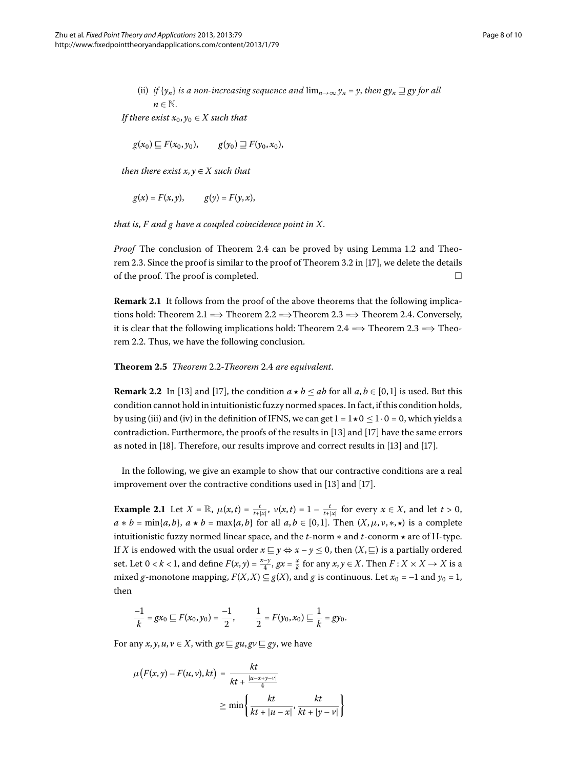(ii) *if* $\{y_n\}$ *is a non-increasing sequence and* $\lim_{n\to\infty} y_n = y$, *then* $gy_n \sqsupseteq gy$ *for all* $n \in \mathbb{N}$.

*If there exist* $x_0, y_0 \in X$ *such that*

$$g(x_0) \sqsubseteq F(x_0, y_0), \qquad g(y_0) \sqsupseteq F(y_0, x_0),$$

*then there exist* $x, y \in X$ *such that*

$$g(x) = F(x, y), \qquad g(y) = F(y, x),$$

*that is*, *F and g have a coupled coincidence point in X*.

*Proof* The conclusion of Theorem 2.4 can be proved by using Lemma 1.2 and Theorem 2.3. Since the proof is similar to the proof of Theorem 3.2 in [17], we delete the details of the proof. The proof is completed. □

**Remark 2.1** It follows from the proof of the above theorems that the following implications hold: Theorem 2.1 $\Longrightarrow$ Theorem 2.2 $\Longrightarrow$Theorem 2.3 $\Longrightarrow$ Theorem 2.4. Conversely, it is clear that the following implications hold: Theorem 2.4 $\Longrightarrow$ Theorem 2.3 $\Longrightarrow$ Theorem 2.2. Thus, we have the following conclusion.

**Theorem 2.5** *Theorem* 2.2*-Theorem* 2.4 *are equivalent*.

**Remark 2.2** In [13] and [17], the condition $a \star b \leq ab$ for all $a, b \in [0,1]$ is used. But this condition cannot hold in intuitionistic fuzzy normed spaces. In fact, if this condition holds, by using (iii) and (iv) in the definition of IFNS, we can get $1 = 1 \star 0 \leq 1 \cdot 0 = 0$, which yields a contradiction. Furthermore, the proofs of the results in [13] and [17] have the same errors as noted in [18]. Therefore, our results improve and correct results in [13] and [17].

In the following, we give an example to show that our contractive conditions are a real improvement over the contractive conditions used in [13] and [17].

**Example 2.1** Let $X = \mathbb{R}$, $\mu(x,t) = \frac{t}{t+|x|}$, $\nu(x,t) = 1 - \frac{t}{t+|x|}$ for every $x \in X$, and let $t > 0$, $a * b = \min\{a, b\}$, $a \star b = \max\{a, b\}$ for all $a, b \in [0,1]$. Then $(X, \mu, \nu, *, \star)$ is a complete intuitionistic fuzzy normed linear space, and the $t$-norm $*$ and $t$-conorm $\star$ are of H-type. If $X$ is endowed with the usual order $x \sqsubseteq y \Leftrightarrow x - y \leq 0$, then $(X, \sqsubseteq)$ is a partially ordered set. Let $0 < k < 1$, and define $F(x,y) = \frac{x-y}{4}$, $gx = \frac{x}{k}$ for any $x, y \in X$. Then $F : X \times X \to X$ is a mixed $g$-monotone mapping, $F(X,X) \subseteq g(X)$, and $g$ is continuous. Let $x_0 = -1$ and $y_0 = 1$, then

$$\frac{-1}{k} = gx_0 \sqsubseteq F(x_0, y_0) = \frac{-1}{2}, \qquad \frac{1}{2} = F(y_0, x_0) \sqsubseteq \frac{1}{k} = gy_0.$$

For any $x, y, u, v \in X$, with $gx \sqsubseteq gu, gv \sqsubseteq gy$, we have

$$\begin{aligned} \mu\big(F(x,y) - F(u,v), kt\big) &= \frac{kt}{kt + \frac{|u-x+y-v|}{4}} \\ &\geq \min\left\{\frac{kt}{kt + |u-x|}, \frac{kt}{kt + |y-v|}\right\} \end{aligned}$$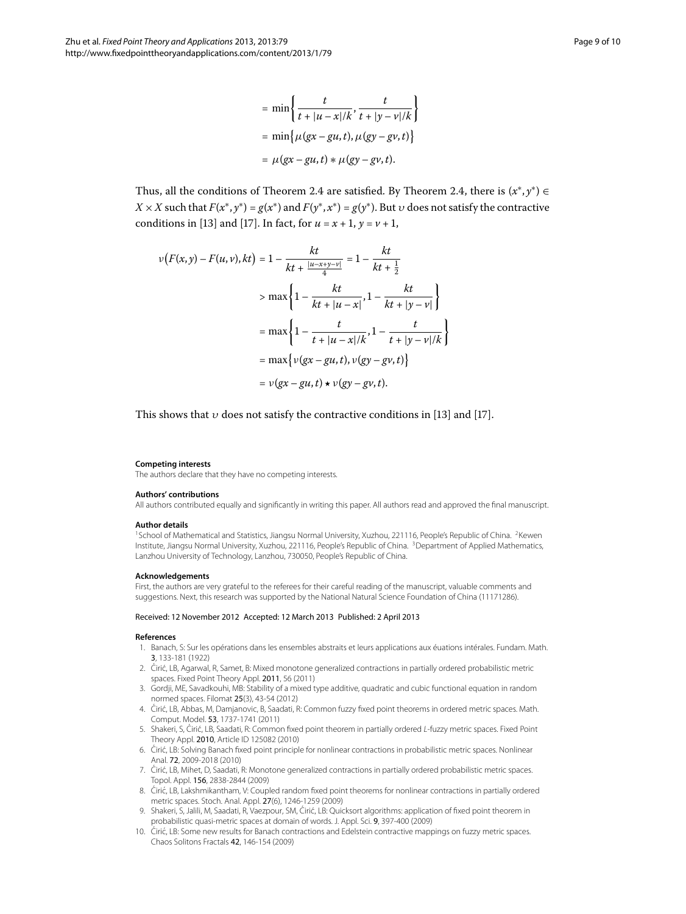$$
\begin{aligned}
&= \min\left\{\frac{t}{t+|u-x|/k}, \frac{t}{t+|y-v|/k}\right\} \\
&= \min\left\{\mu(gx-gu,t), \mu(gy-gv,t)\right\} \\
&= \mu(gx-gu,t) * \mu(gy-gv,t).
\end{aligned}
$$

Thus, all the conditions of Theorem 2.4 are satisfied. By Theorem 2.4, there is $(x^*, y^*) \in X \times X$ such that $F(x^*, y^*) = g(x^*)$ and $F(y^*, x^*) = g(y^*)$. But $\upsilon$ does not satisfy the contractive conditions in [13] and [17]. In fact, for $u = x + 1$, $y = v + 1$,

$$
\begin{aligned}
\nu\big(F(x,y)-F(u,v),kt\big) &= 1 - \frac{kt}{kt + \frac{|u-x+y-v|}{4}} = 1 - \frac{kt}{kt+\frac{1}{2}} \\
&> \max\left\{1 - \frac{kt}{kt+|u-x|}, 1 - \frac{kt}{kt+|y-v|}\right\} \\
&= \max\left\{1 - \frac{t}{t+|u-x|/k}, 1 - \frac{t}{t+|y-v|/k}\right\} \\
&= \max\left\{\nu(gx-gu,t), \nu(gy-gv,t)\right\} \\
&= \nu(gx-gu,t) \star \nu(gy-gv,t).
\end{aligned}
$$

This shows that $\upsilon$ does not satisfy the contractive conditions in [13] and [17].

**Competing interests**

The authors declare that they have no competing interests.

**Authors' contributions**

All authors contributed equally and significantly in writing this paper. All authors read and approved the final manuscript.

**Author details**

[1]School of Mathematical and Statistics, Jiangsu Normal University, Xuzhou, 221116, People's Republic of China. [2]Kewen Institute, Jiangsu Normal University, Xuzhou, 221116, People's Republic of China. [3]Department of Applied Mathematics, Lanzhou University of Technology, Lanzhou, 730050, People's Republic of China.

**Acknowledgements**

First, the authors are very grateful to the referees for their careful reading of the manuscript, valuable comments and suggestions. Next, this research was supported by the National Natural Science Foundation of China (11171286).

Received: 12 November 2012 Accepted: 12 March 2013 Published: 2 April 2013

**References**

1. Banach, S: Sur les opérations dans les ensembles abstraits et leurs applications aux éuations intérales. Fundam. Math. **3**, 133-181 (1922)
2. Ćirić, LB, Agarwal, R, Samet, B: Mixed monotone generalized contractions in partially ordered probabilistic metric spaces. Fixed Point Theory Appl. **2011**, 56 (2011)
3. Gordji, ME, Savadkouhi, MB: Stability of a mixed type additive, quadratic and cubic functional equation in random normed spaces. Filomat **25**(3), 43-54 (2012)
4. Ćirić, LB, Abbas, M, Damjanovic, B, Saadati, R: Common fuzzy fixed point theorems in ordered metric spaces. Math. Comput. Model. **53**, 1737-1741 (2011)
5. Shakeri, S, Ćirić, LB, Saadati, R: Common fixed point theorem in partially ordered *L*-fuzzy metric spaces. Fixed Point Theory Appl. **2010**, Article ID 125082 (2010)
6. Ćirić, LB: Solving Banach fixed point principle for nonlinear contractions in probabilistic metric spaces. Nonlinear Anal. **72**, 2009-2018 (2010)
7. Ćirić, LB, Mihet, D, Saadati, R: Monotone generalized contractions in partially ordered probabilistic metric spaces. Topol. Appl. **156**, 2838-2844 (2009)
8. Ćirić, LB, Lakshmikantham, V: Coupled random fixed point theorems for nonlinear contractions in partially ordered metric spaces. Stoch. Anal. Appl. **27**(6), 1246-1259 (2009)
9. Shakeri, S, Jalili, M, Saadati, R, Vaezpour, SM, Ćirić, LB: Quicksort algorithms: application of fixed point theorem in probabilistic quasi-metric spaces at domain of words. J. Appl. Sci. **9**, 397-400 (2009)
10. Ćirić, LB: Some new results for Banach contractions and Edelstein contractive mappings on fuzzy metric spaces. Chaos Solitons Fractals **42**, 146-154 (2009)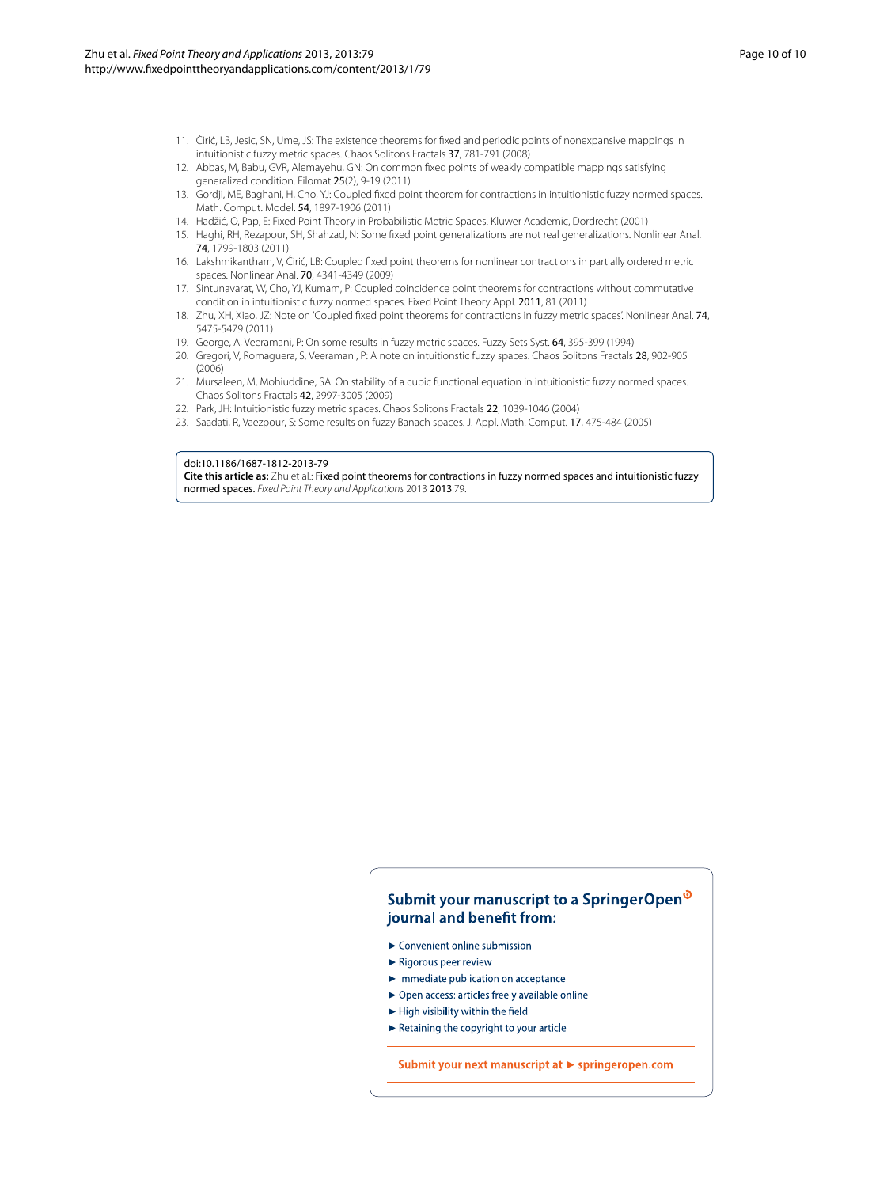11. Ćirić, LB, Jesic, SN, Ume, JS: The existence theorems for fixed and periodic points of nonexpansive mappings in intuitionistic fuzzy metric spaces. Chaos Solitons Fractals **37**, 781-791 (2008)
12. Abbas, M, Babu, GVR, Alemayehu, GN: On common fixed points of weakly compatible mappings satisfying generalized condition. Filomat **25**(2), 9-19 (2011)
13. Gordji, ME, Baghani, H, Cho, YJ: Coupled fixed point theorem for contractions in intuitionistic fuzzy normed spaces. Math. Comput. Model. **54**, 1897-1906 (2011)
14. Hadžić, O, Pap, E: Fixed Point Theory in Probabilistic Metric Spaces. Kluwer Academic, Dordrecht (2001)
15. Haghi, RH, Rezapour, SH, Shahzad, N: Some fixed point generalizations are not real generalizations. Nonlinear Anal. **74**, 1799-1803 (2011)
16. Lakshmikantham, V, Ćirić, LB: Coupled fixed point theorems for nonlinear contractions in partially ordered metric spaces. Nonlinear Anal. **70**, 4341-4349 (2009)
17. Sintunavarat, W, Cho, YJ, Kumam, P: Coupled coincidence point theorems for contractions without commutative condition in intuitionistic fuzzy normed spaces. Fixed Point Theory Appl. **2011**, 81 (2011)
18. Zhu, XH, Xiao, JZ: Note on 'Coupled fixed point theorems for contractions in fuzzy metric spaces'. Nonlinear Anal. **74**, 5475-5479 (2011)
19. George, A, Veeramani, P: On some results in fuzzy metric spaces. Fuzzy Sets Syst. **64**, 395-399 (1994)
20. Gregori, V, Romaguera, S, Veeramani, P: A note on intuitionistic fuzzy spaces. Chaos Solitons Fractals **28**, 902-905 (2006)
21. Mursaleen, M, Mohiuddine, SA: On stability of a cubic functional equation in intuitionistic fuzzy normed spaces. Chaos Solitons Fractals **42**, 2997-3005 (2009)
22. Park, JH: Intuitionistic fuzzy metric spaces. Chaos Solitons Fractals **22**, 1039-1046 (2004)
23. Saadati, R, Vaezpour, S: Some results on fuzzy Banach spaces. J. Appl. Math. Comput. **17**, 475-484 (2005)

doi:10.1186/1687-1812-2013-79
**Cite this article as:** Zhu et al.: Fixed point theorems for contractions in fuzzy normed spaces and intuitionistic fuzzy normed spaces. *Fixed Point Theory and Applications* 2013 **2013**:79.

**Submit your manuscript to a SpringerOpen journal and benefit from:**

- ► Convenient online submission
- ► Rigorous peer review
- ► Immediate publication on acceptance
- ► Open access: articles freely available online
- ► High visibility within the field
- ► Retaining the copyright to your article

**Submit your next manuscript at ► springeropen.com**